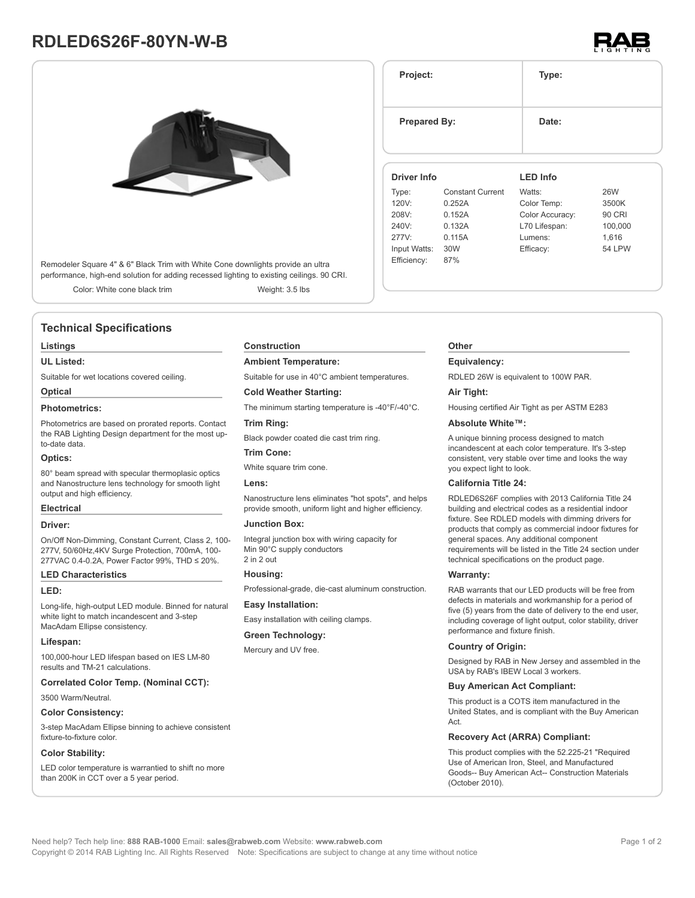# RDLED6S26F-80YN-W-B

| Project: | Type: |
| --- | --- |
| Prepared By: | Date: |

Remodeler Square 4" & 6" Black Trim with White Cone downlights provide an ultra performance, high-end solution for adding recessed lighting to existing ceilings. 90 CRI.

Color: White cone black trim　　Weight: 3.5 lbs

**Driver Info**

| | |
| --- | --- |
| Type: | Constant Current |
| 120V: | 0.252A |
| 208V: | 0.152A |
| 240V: | 0.132A |
| 277V: | 0.115A |
| Input Watts: | 30W |
| Efficiency: | 87% |

**LED Info**

| | |
| --- | --- |
| Watts: | 26W |
| Color Temp: | 3500K |
| Color Accuracy: | 90 CRI |
| L70 Lifespan: | 100,000 |
| Lumens: | 1,616 |
| Efficacy: | 54 LPW |

## Technical Specifications

### Listings

**UL Listed:**

Suitable for wet locations covered ceiling.

### Optical

**Photometrics:**

Photometrics are based on prorated reports. Contact the RAB Lighting Design department for the most up-to-date data.

**Optics:**

80° beam spread with specular thermoplasic optics and Nanostructure lens technology for smooth light output and high efficiency.

### Electrical

**Driver:**

On/Off Non-Dimming, Constant Current, Class 2, 100-277V, 50/60Hz,4KV Surge Protection, 700mA, 100-277VAC 0.4-0.2A, Power Factor 99%, THD ≤ 20%.

### LED Characteristics

**LED:**

Long-life, high-output LED module. Binned for natural white light to match incandescent and 3-step MacAdam Ellipse consistency.

**Lifespan:**

100,000-hour LED lifespan based on IES LM-80 results and TM-21 calculations.

**Correlated Color Temp. (Nominal CCT):**

3500 Warm/Neutral.

**Color Consistency:**

3-step MacAdam Ellipse binning to achieve consistent fixture-to-fixture color.

**Color Stability:**

LED color temperature is warrantied to shift no more than 200K in CCT over a 5 year period.

### Construction

**Ambient Temperature:**

Suitable for use in 40°C ambient temperatures.

**Cold Weather Starting:**

The minimum starting temperature is -40°F/-40°C.

**Trim Ring:**

Black powder coated die cast trim ring.

**Trim Cone:**

White square trim cone.

**Lens:**

Nanostructure lens eliminates "hot spots", and helps provide smooth, uniform light and higher efficiency.

**Junction Box:**

Integral junction box with wiring capacity for Min 90°C supply conductors
2 in 2 out

**Housing:**

Professional-grade, die-cast aluminum construction.

**Easy Installation:**

Easy installation with ceiling clamps.

**Green Technology:**

Mercury and UV free.

### Other

**Equivalency:**

RDLED 26W is equivalent to 100W PAR.

**Air Tight:**

Housing certified Air Tight as per ASTM E283

**Absolute White™:**

A unique binning process designed to match incandescent at each color temperature. It's 3-step consistent, very stable over time and looks the way you expect light to look.

**California Title 24:**

RDLED6S26F complies with 2013 California Title 24 building and electrical codes as a residential indoor fixture. See RDLED models with dimming drivers for products that comply as commercial indoor fixtures for general spaces. Any additional component requirements will be listed in the Title 24 section under technical specifications on the product page.

**Warranty:**

RAB warrants that our LED products will be free from defects in materials and workmanship for a period of five (5) years from the date of delivery to the end user, including coverage of light output, color stability, driver performance and fixture finish.

**Country of Origin:**

Designed by RAB in New Jersey and assembled in the USA by RAB's IBEW Local 3 workers.

**Buy American Act Compliant:**

This product is a COTS item manufactured in the United States, and is compliant with the Buy American Act.

**Recovery Act (ARRA) Compliant:**

This product complies with the 52.225-21 "Required Use of American Iron, Steel, and Manufactured Goods-- Buy American Act-- Construction Materials (October 2010).

Need help? Tech help line: **888 RAB-1000** Email: **sales@rabweb.com** Website: **www.rabweb.com**
Copyright © 2014 RAB Lighting Inc. All Rights Reserved　Note: Specifications are subject to change at any time without notice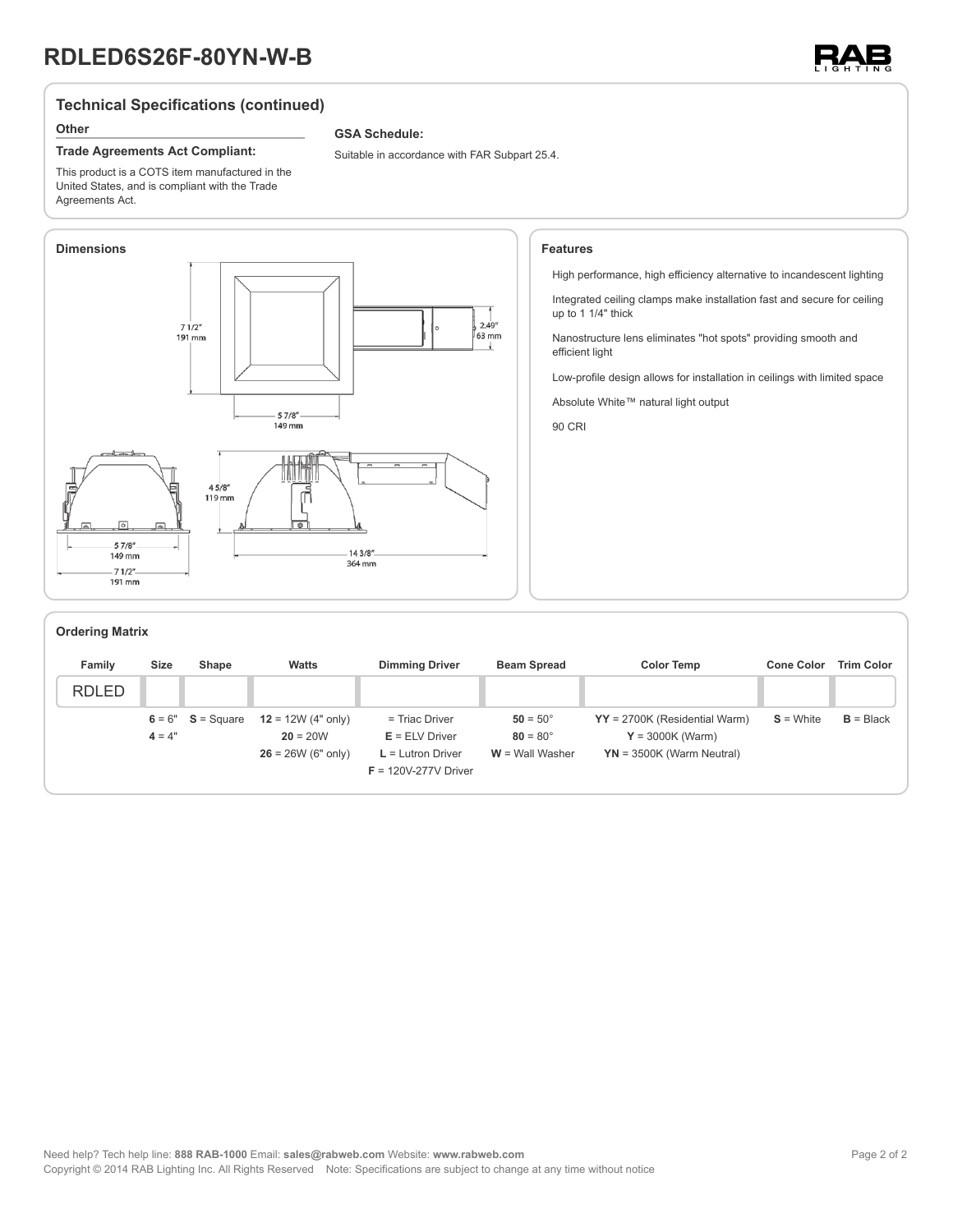# RDLED6S26F-80YN-W-B

## Technical Specifications (continued)

### Other

**Trade Agreements Act Compliant:**

This product is a COTS item manufactured in the United States, and is compliant with the Trade Agreements Act.

**GSA Schedule:**

Suitable in accordance with FAR Subpart 25.4.

## Dimensions

7 1/2"
191 mm

2.49"
63 mm

5 7/8"
149 mm

4 5/8"
119 mm

5 7/8"
149 mm

7 1/2"
191 mm

14 3/8"
364 mm

## Features

High performance, high efficiency alternative to incandescent lighting

Integrated ceiling clamps make installation fast and secure for ceiling up to 1 1/4" thick

Nanostructure lens eliminates "hot spots" providing smooth and efficient light

Low-profile design allows for installation in ceilings with limited space

Absolute White™ natural light output

90 CRI

## Ordering Matrix

| Family | Size | Shape | Watts | Dimming Driver | Beam Spread | Color Temp | Cone Color | Trim Color |
|---|---|---|---|---|---|---|---|---|
| RDLED | | | | | | | | |
| | **6** = 6" | **S** = Square | **12** = 12W (4" only) | = Triac Driver | **50** = 50° | **YY** = 2700K (Residential Warm) | **S** = White | **B** = Black |
| | **4** = 4" | | **20** = 20W | **E** = ELV Driver | **80** = 80° | **Y** = 3000K (Warm) | | |
| | | | **26** = 26W (6" only) | **L** = Lutron Driver | **W** = Wall Washer | **YN** = 3500K (Warm Neutral) | | |
| | | | | **F** = 120V-277V Driver | | | | |

Need help? Tech help line: **888 RAB-1000** Email: **sales@rabweb.com** Website: **www.rabweb.com**
Copyright © 2014 RAB Lighting Inc. All Rights Reserved Note: Specifications are subject to change at any time without notice